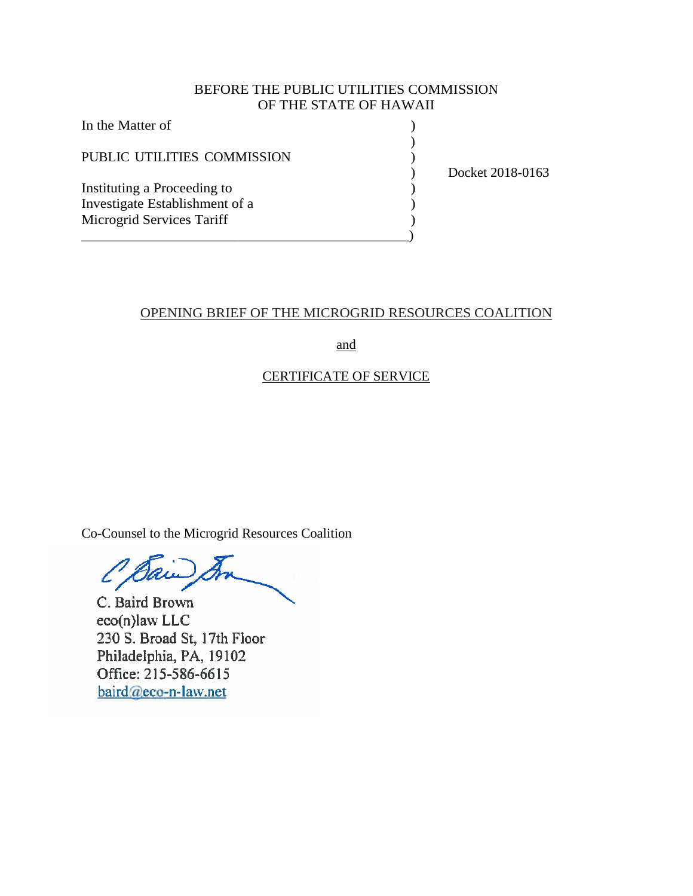BEFORE THE PUBLIC UTILITIES COMMISSION
OF THE STATE OF HAWAII

| | | |
|---|---|---|
| In the Matter of | ) | |
| | ) | |
| PUBLIC UTILITIES COMMISSION | ) | |
| | ) | Docket 2018-0163 |
| Instituting a Proceeding to | ) | |
| Investigate Establishment of a | ) | |
| Microgrid Services Tariff | ) | |
| | ) | |

OPENING BRIEF OF THE MICROGRID RESOURCES COALITION

and

CERTIFICATE OF SERVICE

Co-Counsel to the Microgrid Resources Coalition

C. Baird Brown
eco(n)law LLC
230 S. Broad St, 17th Floor
Philadelphia, PA, 19102
Office: 215-586-6615
baird@eco-n-law.net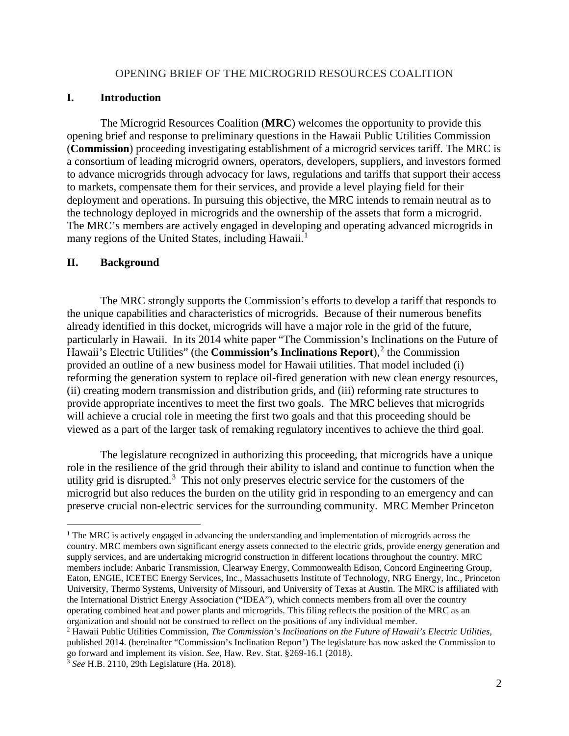OPENING BRIEF OF THE MICROGRID RESOURCES COALITION

## I. Introduction

The Microgrid Resources Coalition (**MRC**) welcomes the opportunity to provide this opening brief and response to preliminary questions in the Hawaii Public Utilities Commission (**Commission**) proceeding investigating establishment of a microgrid services tariff. The MRC is a consortium of leading microgrid owners, operators, developers, suppliers, and investors formed to advance microgrids through advocacy for laws, regulations and tariffs that support their access to markets, compensate them for their services, and provide a level playing field for their deployment and operations. In pursuing this objective, the MRC intends to remain neutral as to the technology deployed in microgrids and the ownership of the assets that form a microgrid. The MRC's members are actively engaged in developing and operating advanced microgrids in many regions of the United States, including Hawaii.[1]

## II. Background

The MRC strongly supports the Commission's efforts to develop a tariff that responds to the unique capabilities and characteristics of microgrids. Because of their numerous benefits already identified in this docket, microgrids will have a major role in the grid of the future, particularly in Hawaii. In its 2014 white paper "The Commission's Inclinations on the Future of Hawaii's Electric Utilities" (the **Commission's Inclinations Report**),[2] the Commission provided an outline of a new business model for Hawaii utilities. That model included (i) reforming the generation system to replace oil-fired generation with new clean energy resources, (ii) creating modern transmission and distribution grids, and (iii) reforming rate structures to provide appropriate incentives to meet the first two goals. The MRC believes that microgrids will achieve a crucial role in meeting the first two goals and that this proceeding should be viewed as a part of the larger task of remaking regulatory incentives to achieve the third goal.

The legislature recognized in authorizing this proceeding, that microgrids have a unique role in the resilience of the grid through their ability to island and continue to function when the utility grid is disrupted.[3] This not only preserves electric service for the customers of the microgrid but also reduces the burden on the utility grid in responding to an emergency and can preserve crucial non-electric services for the surrounding community. MRC Member Princeton

---

[1] The MRC is actively engaged in advancing the understanding and implementation of microgrids across the country. MRC members own significant energy assets connected to the electric grids, provide energy generation and supply services, and are undertaking microgrid construction in different locations throughout the country. MRC members include: Anbaric Transmission, Clearway Energy, Commonwealth Edison, Concord Engineering Group, Eaton, ENGIE, ICETEC Energy Services, Inc., Massachusetts Institute of Technology, NRG Energy, Inc., Princeton University, Thermo Systems, University of Missouri, and University of Texas at Austin. The MRC is affiliated with the International District Energy Association ("IDEA"), which connects members from all over the country operating combined heat and power plants and microgrids. This filing reflects the position of the MRC as an organization and should not be construed to reflect on the positions of any individual member.

[2] Hawaii Public Utilities Commission, *The Commission's Inclinations on the Future of Hawaii's Electric Utilities*, published 2014. (hereinafter "Commission's Inclination Report') The legislature has now asked the Commission to go forward and implement its vision. *See*, Haw. Rev. Stat. §269-16.1 (2018).

[3] *See* H.B. 2110, 29th Legislature (Ha. 2018).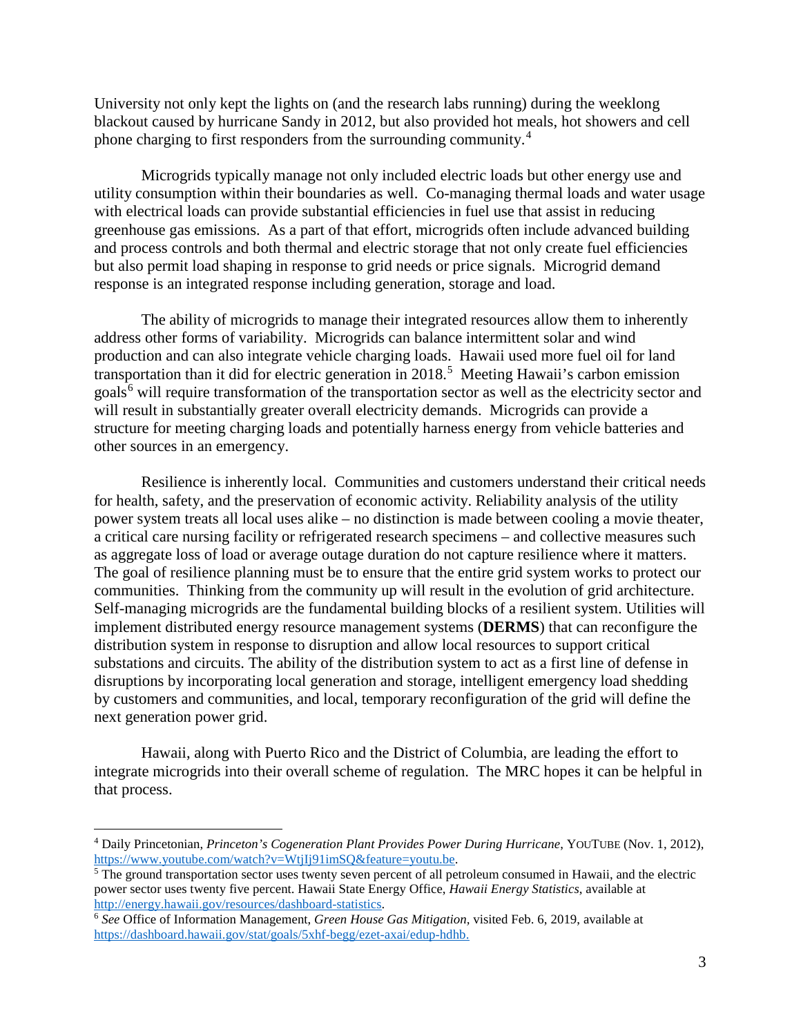University not only kept the lights on (and the research labs running) during the weeklong blackout caused by hurricane Sandy in 2012, but also provided hot meals, hot showers and cell phone charging to first responders from the surrounding community.[4]

Microgrids typically manage not only included electric loads but other energy use and utility consumption within their boundaries as well. Co-managing thermal loads and water usage with electrical loads can provide substantial efficiencies in fuel use that assist in reducing greenhouse gas emissions. As a part of that effort, microgrids often include advanced building and process controls and both thermal and electric storage that not only create fuel efficiencies but also permit load shaping in response to grid needs or price signals. Microgrid demand response is an integrated response including generation, storage and load.

The ability of microgrids to manage their integrated resources allow them to inherently address other forms of variability. Microgrids can balance intermittent solar and wind production and can also integrate vehicle charging loads. Hawaii used more fuel oil for land transportation than it did for electric generation in 2018.[5] Meeting Hawaii's carbon emission goals[6] will require transformation of the transportation sector as well as the electricity sector and will result in substantially greater overall electricity demands. Microgrids can provide a structure for meeting charging loads and potentially harness energy from vehicle batteries and other sources in an emergency.

Resilience is inherently local. Communities and customers understand their critical needs for health, safety, and the preservation of economic activity. Reliability analysis of the utility power system treats all local uses alike – no distinction is made between cooling a movie theater, a critical care nursing facility or refrigerated research specimens – and collective measures such as aggregate loss of load or average outage duration do not capture resilience where it matters. The goal of resilience planning must be to ensure that the entire grid system works to protect our communities. Thinking from the community up will result in the evolution of grid architecture. Self-managing microgrids are the fundamental building blocks of a resilient system. Utilities will implement distributed energy resource management systems (**DERMS**) that can reconfigure the distribution system in response to disruption and allow local resources to support critical substations and circuits. The ability of the distribution system to act as a first line of defense in disruptions by incorporating local generation and storage, intelligent emergency load shedding by customers and communities, and local, temporary reconfiguration of the grid will define the next generation power grid.

Hawaii, along with Puerto Rico and the District of Columbia, are leading the effort to integrate microgrids into their overall scheme of regulation. The MRC hopes it can be helpful in that process.

---

[4] Daily Princetonian, *Princeton's Cogeneration Plant Provides Power During Hurricane*, YOUTUBE (Nov. 1, 2012), https://www.youtube.com/watch?v=WtjIj91imSQ&feature=youtu.be.

[5] The ground transportation sector uses twenty seven percent of all petroleum consumed in Hawaii, and the electric power sector uses twenty five percent. Hawaii State Energy Office, *Hawaii Energy Statistics*, available at http://energy.hawaii.gov/resources/dashboard-statistics.

[6] *See* Office of Information Management, *Green House Gas Mitigation*, visited Feb. 6, 2019, available at https://dashboard.hawaii.gov/stat/goals/5xhf-begg/ezet-axai/edup-hdhb.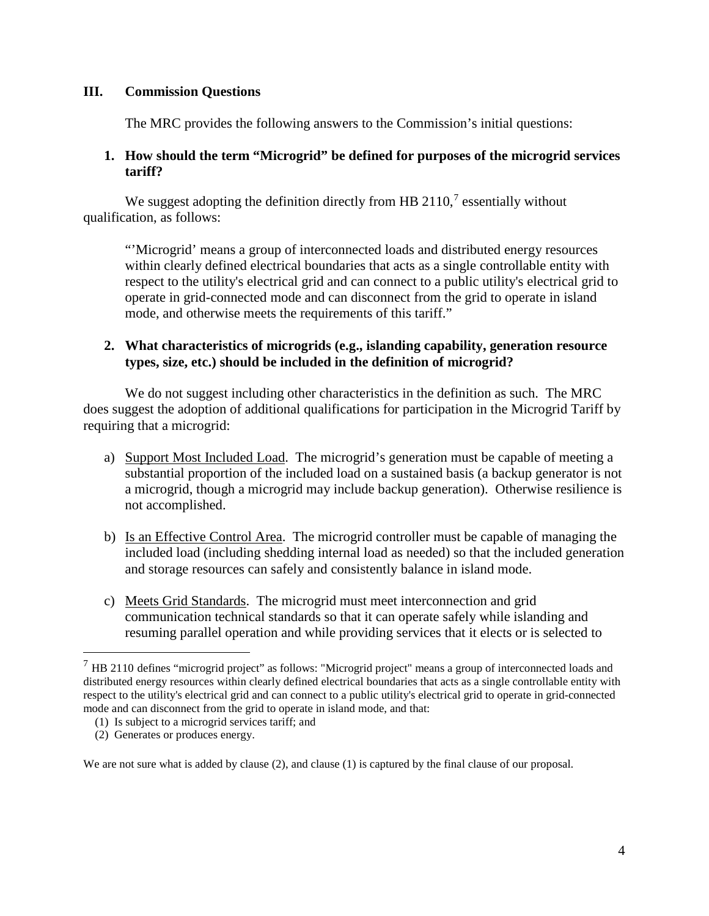## III. Commission Questions

The MRC provides the following answers to the Commission's initial questions:

### 1. How should the term "Microgrid" be defined for purposes of the microgrid services tariff?

We suggest adopting the definition directly from HB 2110,[7] essentially without qualification, as follows:

> "'Microgrid' means a group of interconnected loads and distributed energy resources within clearly defined electrical boundaries that acts as a single controllable entity with respect to the utility's electrical grid and can connect to a public utility's electrical grid to operate in grid-connected mode and can disconnect from the grid to operate in island mode, and otherwise meets the requirements of this tariff."

### 2. What characteristics of microgrids (e.g., islanding capability, generation resource types, size, etc.) should be included in the definition of microgrid?

We do not suggest including other characteristics in the definition as such. The MRC does suggest the adoption of additional qualifications for participation in the Microgrid Tariff by requiring that a microgrid:

a) <u>Support Most Included Load</u>. The microgrid's generation must be capable of meeting a substantial proportion of the included load on a sustained basis (a backup generator is not a microgrid, though a microgrid may include backup generation). Otherwise resilience is not accomplished.

b) <u>Is an Effective Control Area</u>. The microgrid controller must be capable of managing the included load (including shedding internal load as needed) so that the included generation and storage resources can safely and consistently balance in island mode.

c) <u>Meets Grid Standards</u>. The microgrid must meet interconnection and grid communication technical standards so that it can operate safely while islanding and resuming parallel operation and while providing services that it elects or is selected to

---

[7] HB 2110 defines "microgrid project" as follows: "Microgrid project" means a group of interconnected loads and distributed energy resources within clearly defined electrical boundaries that acts as a single controllable entity with respect to the utility's electrical grid and can connect to a public utility's electrical grid to operate in grid-connected mode and can disconnect from the grid to operate in island mode, and that:

(1) Is subject to a microgrid services tariff; and

(2) Generates or produces energy.

We are not sure what is added by clause (2), and clause (1) is captured by the final clause of our proposal.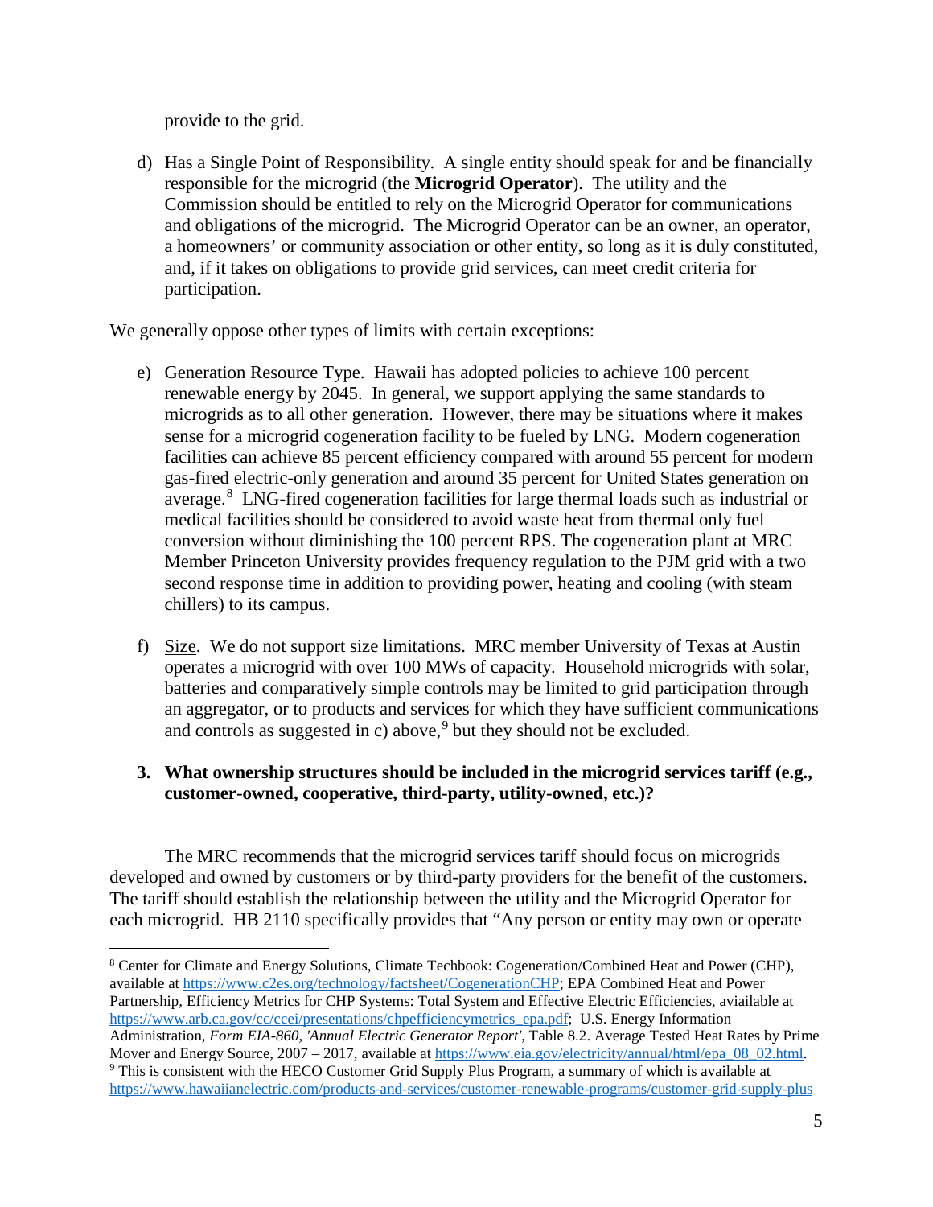provide to the grid.

d) Has a Single Point of Responsibility. A single entity should speak for and be financially responsible for the microgrid (the **Microgrid Operator**). The utility and the Commission should be entitled to rely on the Microgrid Operator for communications and obligations of the microgrid. The Microgrid Operator can be an owner, an operator, a homeowners' or community association or other entity, so long as it is duly constituted, and, if it takes on obligations to provide grid services, can meet credit criteria for participation.

We generally oppose other types of limits with certain exceptions:

e) Generation Resource Type. Hawaii has adopted policies to achieve 100 percent renewable energy by 2045. In general, we support applying the same standards to microgrids as to all other generation. However, there may be situations where it makes sense for a microgrid cogeneration facility to be fueled by LNG. Modern cogeneration facilities can achieve 85 percent efficiency compared with around 55 percent for modern gas-fired electric-only generation and around 35 percent for United States generation on average.[8] LNG-fired cogeneration facilities for large thermal loads such as industrial or medical facilities should be considered to avoid waste heat from thermal only fuel conversion without diminishing the 100 percent RPS. The cogeneration plant at MRC Member Princeton University provides frequency regulation to the PJM grid with a two second response time in addition to providing power, heating and cooling (with steam chillers) to its campus.

f) Size. We do not support size limitations. MRC member University of Texas at Austin operates a microgrid with over 100 MWs of capacity. Household microgrids with solar, batteries and comparatively simple controls may be limited to grid participation through an aggregator, or to products and services for which they have sufficient communications and controls as suggested in c) above,[9] but they should not be excluded.

**3. What ownership structures should be included in the microgrid services tariff (e.g., customer-owned, cooperative, third-party, utility-owned, etc.)?**

The MRC recommends that the microgrid services tariff should focus on microgrids developed and owned by customers or by third-party providers for the benefit of the customers. The tariff should establish the relationship between the utility and the Microgrid Operator for each microgrid. HB 2110 specifically provides that "Any person or entity may own or operate

---

[8] Center for Climate and Energy Solutions, Climate Techbook: Cogeneration/Combined Heat and Power (CHP), available at https://www.c2es.org/technology/factsheet/CogenerationCHP; EPA Combined Heat and Power Partnership, Efficiency Metrics for CHP Systems: Total System and Effective Electric Efficiencies, aviailable at https://www.arb.ca.gov/cc/ccei/presentations/chpefficiencymetrics_epa.pdf; U.S. Energy Information Administration, *Form EIA-860, 'Annual Electric Generator Report'*, Table 8.2. Average Tested Heat Rates by Prime Mover and Energy Source, 2007 – 2017, available at https://www.eia.gov/electricity/annual/html/epa_08_02.html.

[9] This is consistent with the HECO Customer Grid Supply Plus Program, a summary of which is available at https://www.hawaiianelectric.com/products-and-services/customer-renewable-programs/customer-grid-supply-plus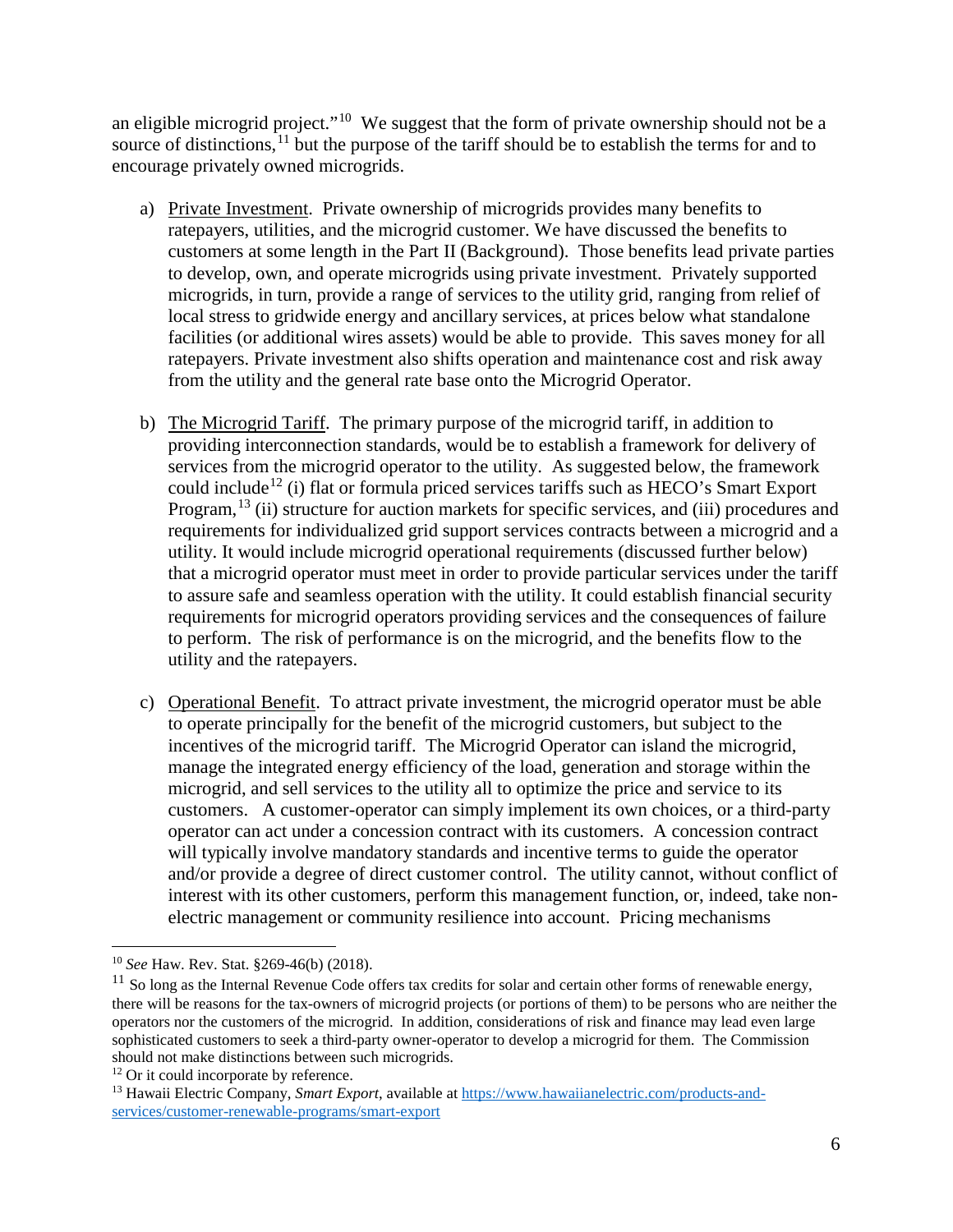an eligible microgrid project."[10] We suggest that the form of private ownership should not be a source of distinctions,[11] but the purpose of the tariff should be to establish the terms for and to encourage privately owned microgrids.

a) Private Investment. Private ownership of microgrids provides many benefits to ratepayers, utilities, and the microgrid customer. We have discussed the benefits to customers at some length in the Part II (Background). Those benefits lead private parties to develop, own, and operate microgrids using private investment. Privately supported microgrids, in turn, provide a range of services to the utility grid, ranging from relief of local stress to gridwide energy and ancillary services, at prices below what standalone facilities (or additional wires assets) would be able to provide. This saves money for all ratepayers. Private investment also shifts operation and maintenance cost and risk away from the utility and the general rate base onto the Microgrid Operator.

b) The Microgrid Tariff. The primary purpose of the microgrid tariff, in addition to providing interconnection standards, would be to establish a framework for delivery of services from the microgrid operator to the utility. As suggested below, the framework could include[12] (i) flat or formula priced services tariffs such as HECO's Smart Export Program,[13] (ii) structure for auction markets for specific services, and (iii) procedures and requirements for individualized grid support services contracts between a microgrid and a utility. It would include microgrid operational requirements (discussed further below) that a microgrid operator must meet in order to provide particular services under the tariff to assure safe and seamless operation with the utility. It could establish financial security requirements for microgrid operators providing services and the consequences of failure to perform. The risk of performance is on the microgrid, and the benefits flow to the utility and the ratepayers.

c) Operational Benefit. To attract private investment, the microgrid operator must be able to operate principally for the benefit of the microgrid customers, but subject to the incentives of the microgrid tariff. The Microgrid Operator can island the microgrid, manage the integrated energy efficiency of the load, generation and storage within the microgrid, and sell services to the utility all to optimize the price and service to its customers. A customer-operator can simply implement its own choices, or a third-party operator can act under a concession contract with its customers. A concession contract will typically involve mandatory standards and incentive terms to guide the operator and/or provide a degree of direct customer control. The utility cannot, without conflict of interest with its other customers, perform this management function, or, indeed, take non-electric management or community resilience into account. Pricing mechanisms

---

[10] *See* Haw. Rev. Stat. §269-46(b) (2018).

[11] So long as the Internal Revenue Code offers tax credits for solar and certain other forms of renewable energy, there will be reasons for the tax-owners of microgrid projects (or portions of them) to be persons who are neither the operators nor the customers of the microgrid. In addition, considerations of risk and finance may lead even large sophisticated customers to seek a third-party owner-operator to develop a microgrid for them. The Commission should not make distinctions between such microgrids.

[12] Or it could incorporate by reference.

[13] Hawaii Electric Company, *Smart Export*, available at https://www.hawaiianelectric.com/products-and-services/customer-renewable-programs/smart-export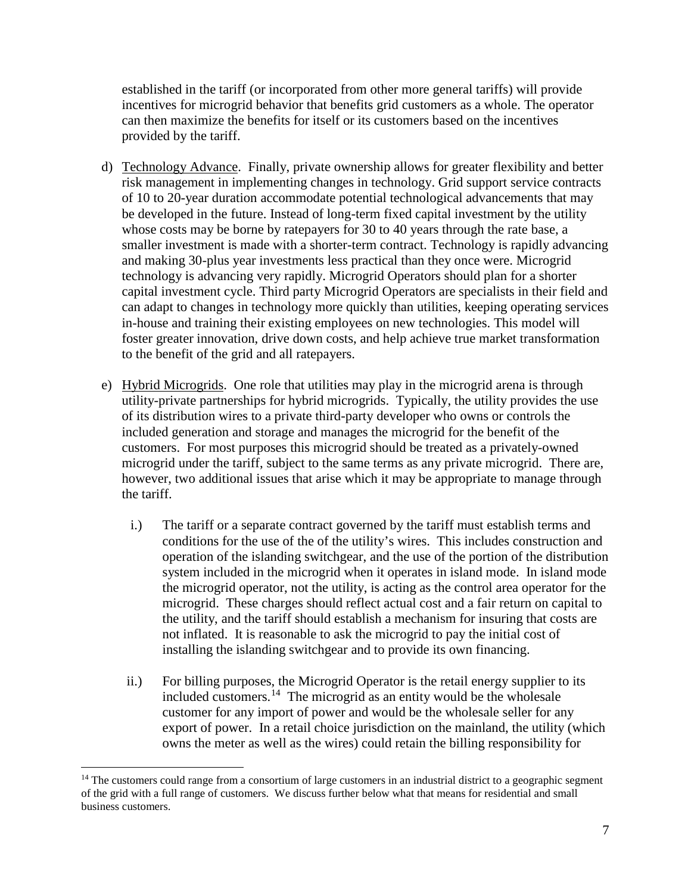established in the tariff (or incorporated from other more general tariffs) will provide incentives for microgrid behavior that benefits grid customers as a whole. The operator can then maximize the benefits for itself or its customers based on the incentives provided by the tariff.

d) Technology Advance. Finally, private ownership allows for greater flexibility and better risk management in implementing changes in technology. Grid support service contracts of 10 to 20-year duration accommodate potential technological advancements that may be developed in the future. Instead of long-term fixed capital investment by the utility whose costs may be borne by ratepayers for 30 to 40 years through the rate base, a smaller investment is made with a shorter-term contract. Technology is rapidly advancing and making 30-plus year investments less practical than they once were. Microgrid technology is advancing very rapidly. Microgrid Operators should plan for a shorter capital investment cycle. Third party Microgrid Operators are specialists in their field and can adapt to changes in technology more quickly than utilities, keeping operating services in-house and training their existing employees on new technologies. This model will foster greater innovation, drive down costs, and help achieve true market transformation to the benefit of the grid and all ratepayers.

e) Hybrid Microgrids. One role that utilities may play in the microgrid arena is through utility-private partnerships for hybrid microgrids. Typically, the utility provides the use of its distribution wires to a private third-party developer who owns or controls the included generation and storage and manages the microgrid for the benefit of the customers. For most purposes this microgrid should be treated as a privately-owned microgrid under the tariff, subject to the same terms as any private microgrid. There are, however, two additional issues that arise which it may be appropriate to manage through the tariff.

   i.) The tariff or a separate contract governed by the tariff must establish terms and conditions for the use of the of the utility's wires. This includes construction and operation of the islanding switchgear, and the use of the portion of the distribution system included in the microgrid when it operates in island mode. In island mode the microgrid operator, not the utility, is acting as the control area operator for the microgrid. These charges should reflect actual cost and a fair return on capital to the utility, and the tariff should establish a mechanism for insuring that costs are not inflated. It is reasonable to ask the microgrid to pay the initial cost of installing the islanding switchgear and to provide its own financing.

   ii.) For billing purposes, the Microgrid Operator is the retail energy supplier to its included customers.[14] The microgrid as an entity would be the wholesale customer for any import of power and would be the wholesale seller for any export of power. In a retail choice jurisdiction on the mainland, the utility (which owns the meter as well as the wires) could retain the billing responsibility for

[14] The customers could range from a consortium of large customers in an industrial district to a geographic segment of the grid with a full range of customers. We discuss further below what that means for residential and small business customers.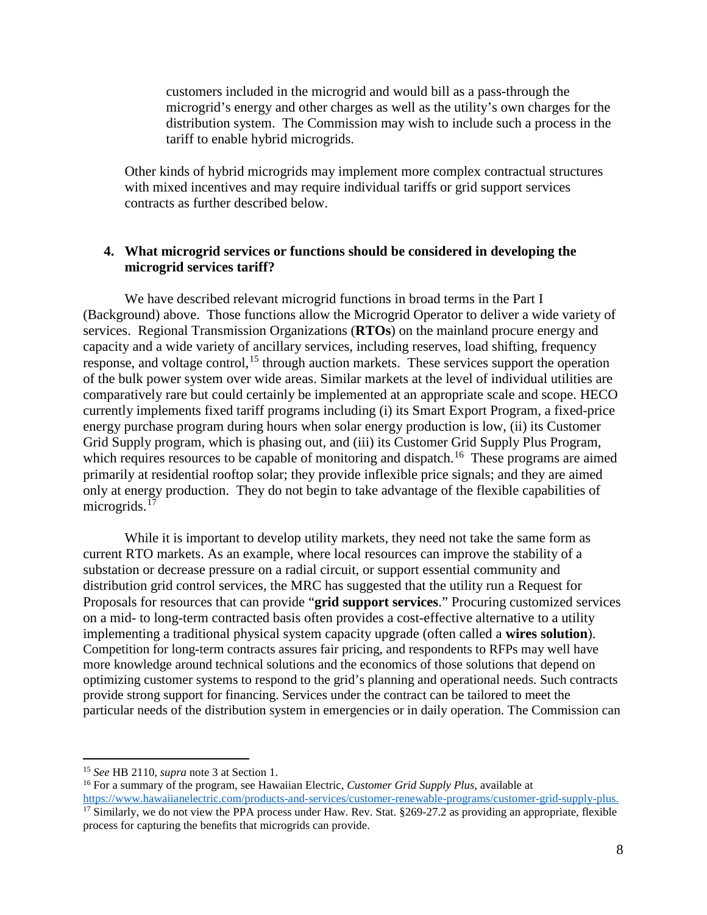customers included in the microgrid and would bill as a pass-through the microgrid's energy and other charges as well as the utility's own charges for the distribution system. The Commission may wish to include such a process in the tariff to enable hybrid microgrids.

Other kinds of hybrid microgrids may implement more complex contractual structures with mixed incentives and may require individual tariffs or grid support services contracts as further described below.

**4. What microgrid services or functions should be considered in developing the microgrid services tariff?**

We have described relevant microgrid functions in broad terms in the Part I (Background) above. Those functions allow the Microgrid Operator to deliver a wide variety of services. Regional Transmission Organizations (**RTOs**) on the mainland procure energy and capacity and a wide variety of ancillary services, including reserves, load shifting, frequency response, and voltage control,[15] through auction markets. These services support the operation of the bulk power system over wide areas. Similar markets at the level of individual utilities are comparatively rare but could certainly be implemented at an appropriate scale and scope. HECO currently implements fixed tariff programs including (i) its Smart Export Program, a fixed-price energy purchase program during hours when solar energy production is low, (ii) its Customer Grid Supply program, which is phasing out, and (iii) its Customer Grid Supply Plus Program, which requires resources to be capable of monitoring and dispatch.[16] These programs are aimed primarily at residential rooftop solar; they provide inflexible price signals; and they are aimed only at energy production. They do not begin to take advantage of the flexible capabilities of microgrids.[17]

While it is important to develop utility markets, they need not take the same form as current RTO markets. As an example, where local resources can improve the stability of a substation or decrease pressure on a radial circuit, or support essential community and distribution grid control services, the MRC has suggested that the utility run a Request for Proposals for resources that can provide "**grid support services**." Procuring customized services on a mid- to long-term contracted basis often provides a cost-effective alternative to a utility implementing a traditional physical system capacity upgrade (often called a **wires solution**). Competition for long-term contracts assures fair pricing, and respondents to RFPs may well have more knowledge around technical solutions and the economics of those solutions that depend on optimizing customer systems to respond to the grid's planning and operational needs. Such contracts provide strong support for financing. Services under the contract can be tailored to meet the particular needs of the distribution system in emergencies or in daily operation. The Commission can

---

[15] *See* HB 2110, *supra* note 3 at Section 1.

[16] For a summary of the program, see Hawaiian Electric, *Customer Grid Supply Plus*, available at https://www.hawaiianelectric.com/products-and-services/customer-renewable-programs/customer-grid-supply-plus.

[17] Similarly, we do not view the PPA process under Haw. Rev. Stat. §269-27.2 as providing an appropriate, flexible process for capturing the benefits that microgrids can provide.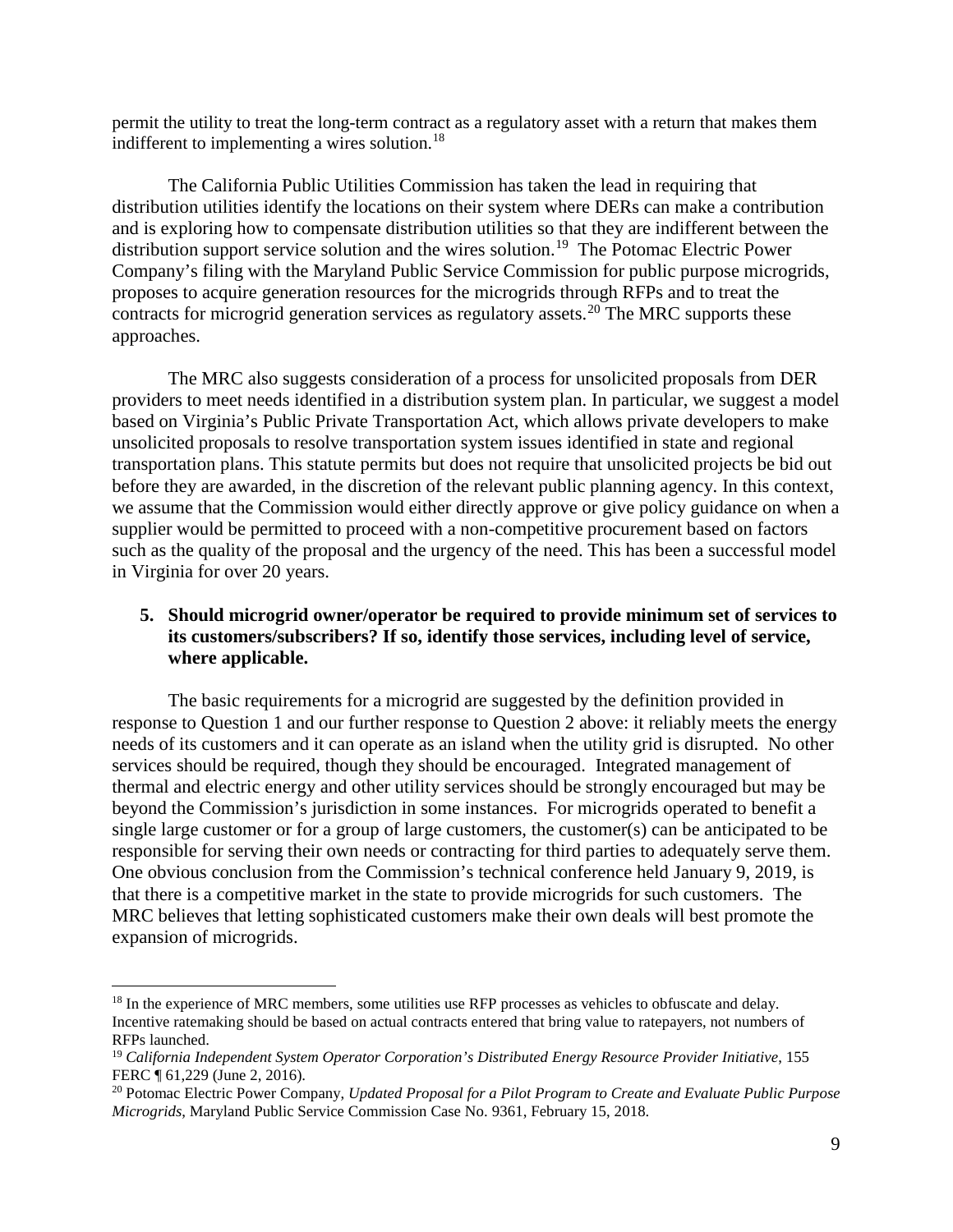permit the utility to treat the long-term contract as a regulatory asset with a return that makes them indifferent to implementing a wires solution.[18]

The California Public Utilities Commission has taken the lead in requiring that distribution utilities identify the locations on their system where DERs can make a contribution and is exploring how to compensate distribution utilities so that they are indifferent between the distribution support service solution and the wires solution.[19] The Potomac Electric Power Company's filing with the Maryland Public Service Commission for public purpose microgrids, proposes to acquire generation resources for the microgrids through RFPs and to treat the contracts for microgrid generation services as regulatory assets.[20] The MRC supports these approaches.

The MRC also suggests consideration of a process for unsolicited proposals from DER providers to meet needs identified in a distribution system plan. In particular, we suggest a model based on Virginia's Public Private Transportation Act, which allows private developers to make unsolicited proposals to resolve transportation system issues identified in state and regional transportation plans. This statute permits but does not require that unsolicited projects be bid out before they are awarded, in the discretion of the relevant public planning agency. In this context, we assume that the Commission would either directly approve or give policy guidance on when a supplier would be permitted to proceed with a non-competitive procurement based on factors such as the quality of the proposal and the urgency of the need. This has been a successful model in Virginia for over 20 years.

**5. Should microgrid owner/operator be required to provide minimum set of services to its customers/subscribers? If so, identify those services, including level of service, where applicable.**

The basic requirements for a microgrid are suggested by the definition provided in response to Question 1 and our further response to Question 2 above: it reliably meets the energy needs of its customers and it can operate as an island when the utility grid is disrupted. No other services should be required, though they should be encouraged. Integrated management of thermal and electric energy and other utility services should be strongly encouraged but may be beyond the Commission's jurisdiction in some instances. For microgrids operated to benefit a single large customer or for a group of large customers, the customer(s) can be anticipated to be responsible for serving their own needs or contracting for third parties to adequately serve them. One obvious conclusion from the Commission's technical conference held January 9, 2019, is that there is a competitive market in the state to provide microgrids for such customers. The MRC believes that letting sophisticated customers make their own deals will best promote the expansion of microgrids.

---

[18] In the experience of MRC members, some utilities use RFP processes as vehicles to obfuscate and delay. Incentive ratemaking should be based on actual contracts entered that bring value to ratepayers, not numbers of RFPs launched.

[19] *California Independent System Operator Corporation's Distributed Energy Resource Provider Initiative*, 155 FERC ¶ 61,229 (June 2, 2016).

[20] Potomac Electric Power Company, *Updated Proposal for a Pilot Program to Create and Evaluate Public Purpose Microgrids*, Maryland Public Service Commission Case No. 9361, February 15, 2018.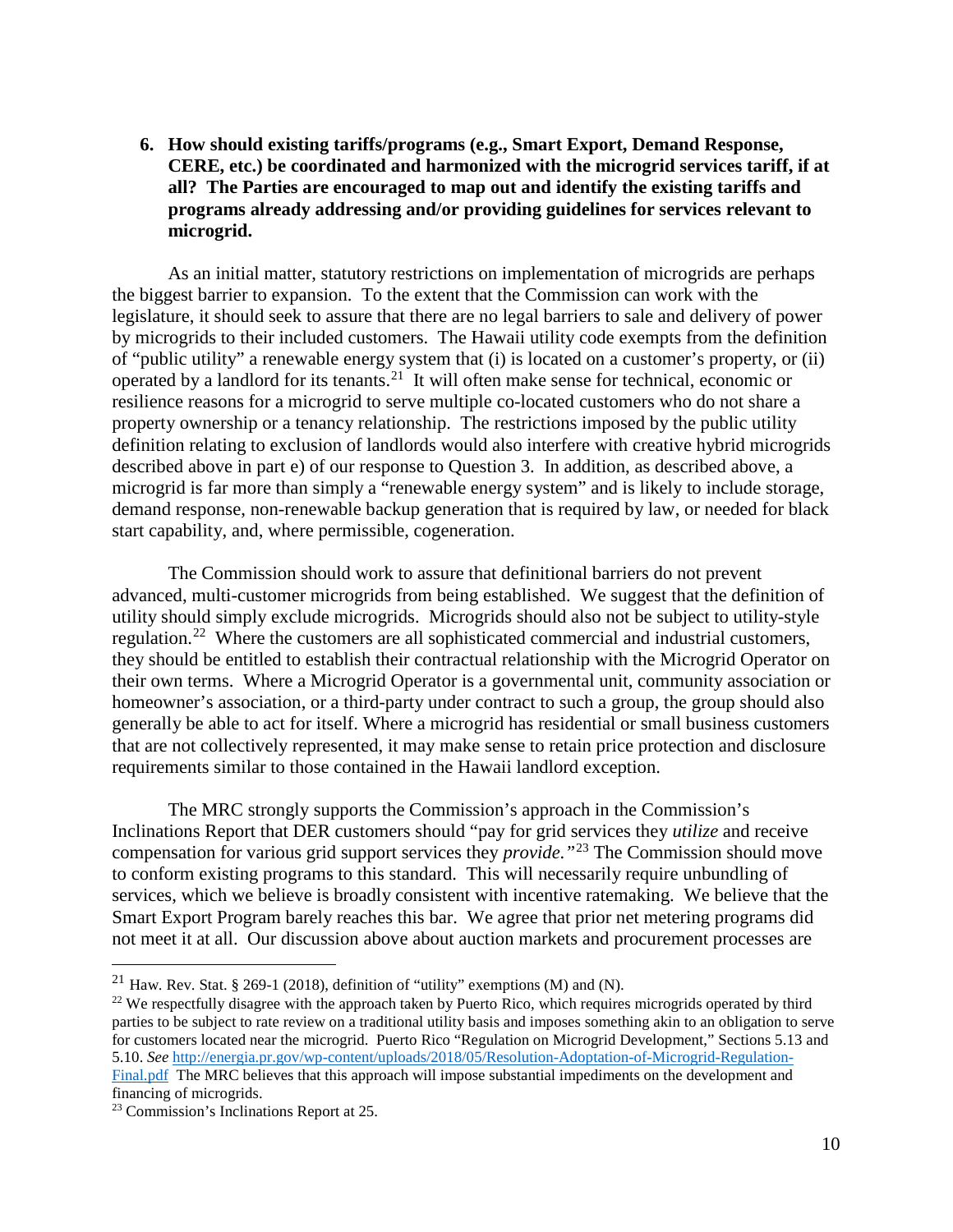**6. How should existing tariffs/programs (e.g., Smart Export, Demand Response, CERE, etc.) be coordinated and harmonized with the microgrid services tariff, if at all? The Parties are encouraged to map out and identify the existing tariffs and programs already addressing and/or providing guidelines for services relevant to microgrid.**

As an initial matter, statutory restrictions on implementation of microgrids are perhaps the biggest barrier to expansion. To the extent that the Commission can work with the legislature, it should seek to assure that there are no legal barriers to sale and delivery of power by microgrids to their included customers. The Hawaii utility code exempts from the definition of "public utility" a renewable energy system that (i) is located on a customer's property, or (ii) operated by a landlord for its tenants.[21] It will often make sense for technical, economic or resilience reasons for a microgrid to serve multiple co-located customers who do not share a property ownership or a tenancy relationship. The restrictions imposed by the public utility definition relating to exclusion of landlords would also interfere with creative hybrid microgrids described above in part e) of our response to Question 3. In addition, as described above, a microgrid is far more than simply a "renewable energy system" and is likely to include storage, demand response, non-renewable backup generation that is required by law, or needed for black start capability, and, where permissible, cogeneration.

The Commission should work to assure that definitional barriers do not prevent advanced, multi-customer microgrids from being established. We suggest that the definition of utility should simply exclude microgrids. Microgrids should also not be subject to utility-style regulation.[22] Where the customers are all sophisticated commercial and industrial customers, they should be entitled to establish their contractual relationship with the Microgrid Operator on their own terms. Where a Microgrid Operator is a governmental unit, community association or homeowner's association, or a third-party under contract to such a group, the group should also generally be able to act for itself. Where a microgrid has residential or small business customers that are not collectively represented, it may make sense to retain price protection and disclosure requirements similar to those contained in the Hawaii landlord exception.

The MRC strongly supports the Commission's approach in the Commission's Inclinations Report that DER customers should "pay for grid services they *utilize* and receive compensation for various grid support services they *provide.*"[23] The Commission should move to conform existing programs to this standard. This will necessarily require unbundling of services, which we believe is broadly consistent with incentive ratemaking. We believe that the Smart Export Program barely reaches this bar. We agree that prior net metering programs did not meet it at all. Our discussion above about auction markets and procurement processes are

---

[21] Haw. Rev. Stat. § 269-1 (2018), definition of "utility" exemptions (M) and (N).

[22] We respectfully disagree with the approach taken by Puerto Rico, which requires microgrids operated by third parties to be subject to rate review on a traditional utility basis and imposes something akin to an obligation to serve for customers located near the microgrid. Puerto Rico "Regulation on Microgrid Development," Sections 5.13 and 5.10. *See* http://energia.pr.gov/wp-content/uploads/2018/05/Resolution-Adoptation-of-Microgrid-Regulation-Final.pdf The MRC believes that this approach will impose substantial impediments on the development and financing of microgrids.

[23] Commission's Inclinations Report at 25.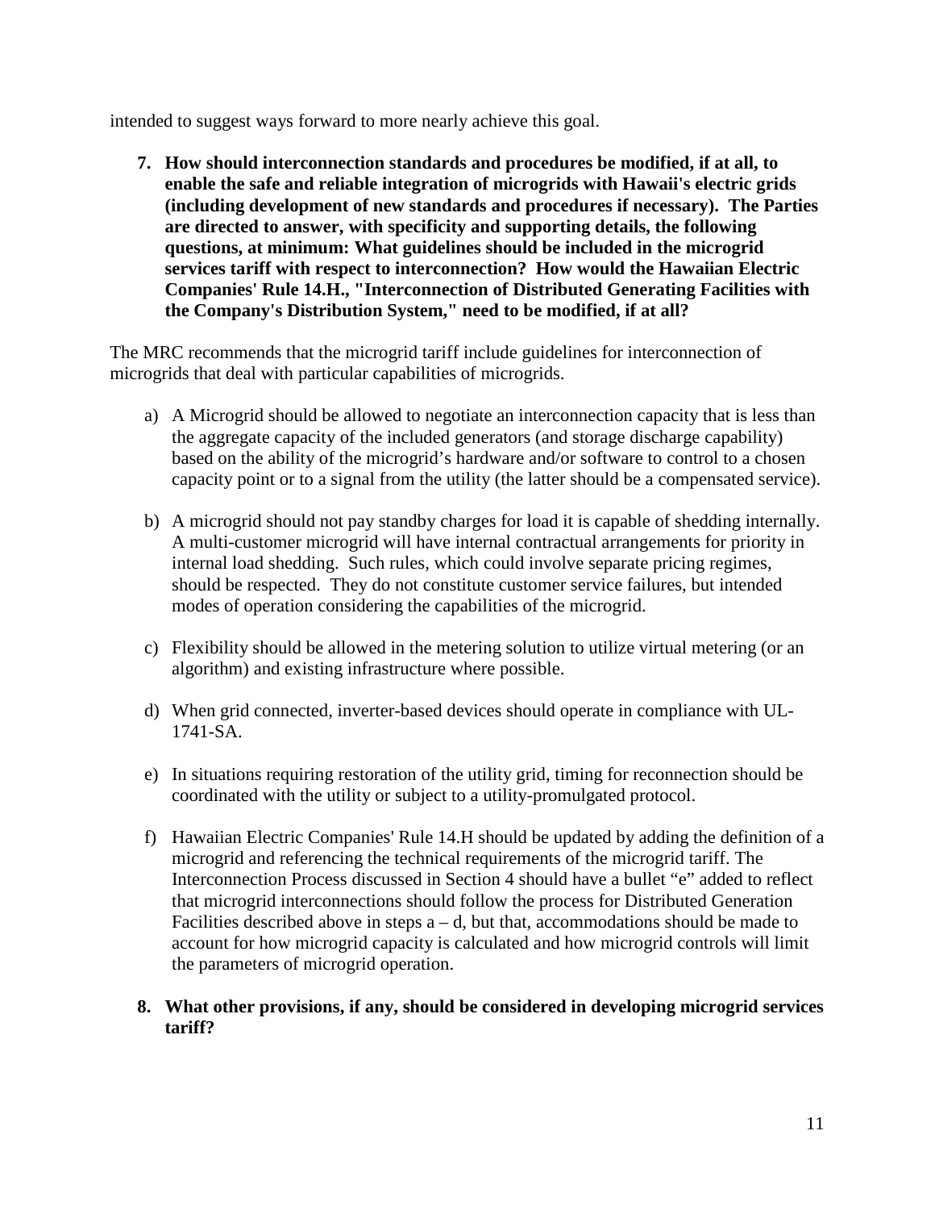intended to suggest ways forward to more nearly achieve this goal.

7. **How should interconnection standards and procedures be modified, if at all, to enable the safe and reliable integration of microgrids with Hawaii's electric grids (including development of new standards and procedures if necessary). The Parties are directed to answer, with specificity and supporting details, the following questions, at minimum: What guidelines should be included in the microgrid services tariff with respect to interconnection? How would the Hawaiian Electric Companies' Rule 14.H., "Interconnection of Distributed Generating Facilities with the Company's Distribution System," need to be modified, if at all?**

The MRC recommends that the microgrid tariff include guidelines for interconnection of microgrids that deal with particular capabilities of microgrids.

a) A Microgrid should be allowed to negotiate an interconnection capacity that is less than the aggregate capacity of the included generators (and storage discharge capability) based on the ability of the microgrid's hardware and/or software to control to a chosen capacity point or to a signal from the utility (the latter should be a compensated service).

b) A microgrid should not pay standby charges for load it is capable of shedding internally. A multi-customer microgrid will have internal contractual arrangements for priority in internal load shedding. Such rules, which could involve separate pricing regimes, should be respected. They do not constitute customer service failures, but intended modes of operation considering the capabilities of the microgrid.

c) Flexibility should be allowed in the metering solution to utilize virtual metering (or an algorithm) and existing infrastructure where possible.

d) When grid connected, inverter-based devices should operate in compliance with UL-1741-SA.

e) In situations requiring restoration of the utility grid, timing for reconnection should be coordinated with the utility or subject to a utility-promulgated protocol.

f) Hawaiian Electric Companies' Rule 14.H should be updated by adding the definition of a microgrid and referencing the technical requirements of the microgrid tariff. The Interconnection Process discussed in Section 4 should have a bullet "e" added to reflect that microgrid interconnections should follow the process for Distributed Generation Facilities described above in steps a – d, but that, accommodations should be made to account for how microgrid capacity is calculated and how microgrid controls will limit the parameters of microgrid operation.

8. **What other provisions, if any, should be considered in developing microgrid services tariff?**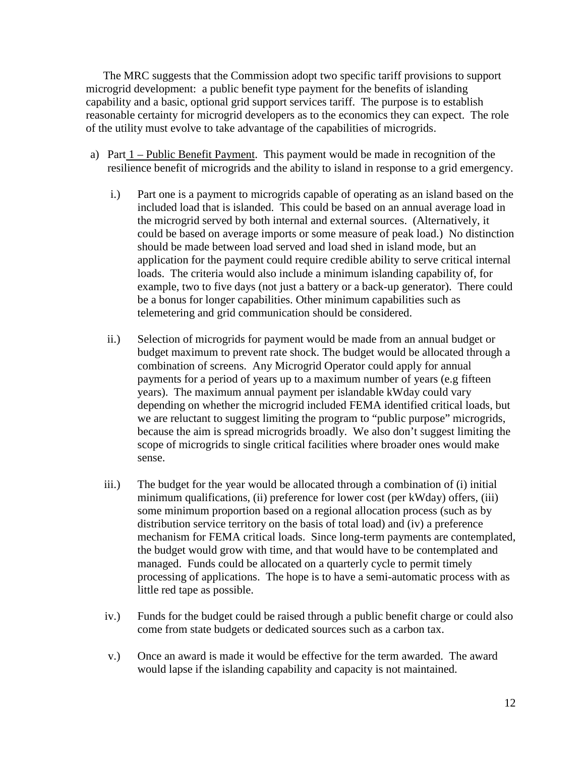The MRC suggests that the Commission adopt two specific tariff provisions to support microgrid development: a public benefit type payment for the benefits of islanding capability and a basic, optional grid support services tariff. The purpose is to establish reasonable certainty for microgrid developers as to the economics they can expect. The role of the utility must evolve to take advantage of the capabilities of microgrids.

a) Part 1 – Public Benefit Payment. This payment would be made in recognition of the resilience benefit of microgrids and the ability to island in response to a grid emergency.

   i.) Part one is a payment to microgrids capable of operating as an island based on the included load that is islanded. This could be based on an annual average load in the microgrid served by both internal and external sources. (Alternatively, it could be based on average imports or some measure of peak load.) No distinction should be made between load served and load shed in island mode, but an application for the payment could require credible ability to serve critical internal loads. The criteria would also include a minimum islanding capability of, for example, two to five days (not just a battery or a back-up generator). There could be a bonus for longer capabilities. Other minimum capabilities such as telemetering and grid communication should be considered.

   ii.) Selection of microgrids for payment would be made from an annual budget or budget maximum to prevent rate shock. The budget would be allocated through a combination of screens. Any Microgrid Operator could apply for annual payments for a period of years up to a maximum number of years (e.g fifteen years). The maximum annual payment per islandable kWday could vary depending on whether the microgrid included FEMA identified critical loads, but we are reluctant to suggest limiting the program to "public purpose" microgrids, because the aim is spread microgrids broadly. We also don't suggest limiting the scope of microgrids to single critical facilities where broader ones would make sense.

   iii.) The budget for the year would be allocated through a combination of (i) initial minimum qualifications, (ii) preference for lower cost (per kWday) offers, (iii) some minimum proportion based on a regional allocation process (such as by distribution service territory on the basis of total load) and (iv) a preference mechanism for FEMA critical loads. Since long-term payments are contemplated, the budget would grow with time, and that would have to be contemplated and managed. Funds could be allocated on a quarterly cycle to permit timely processing of applications. The hope is to have a semi-automatic process with as little red tape as possible.

   iv.) Funds for the budget could be raised through a public benefit charge or could also come from state budgets or dedicated sources such as a carbon tax.

   v.) Once an award is made it would be effective for the term awarded. The award would lapse if the islanding capability and capacity is not maintained.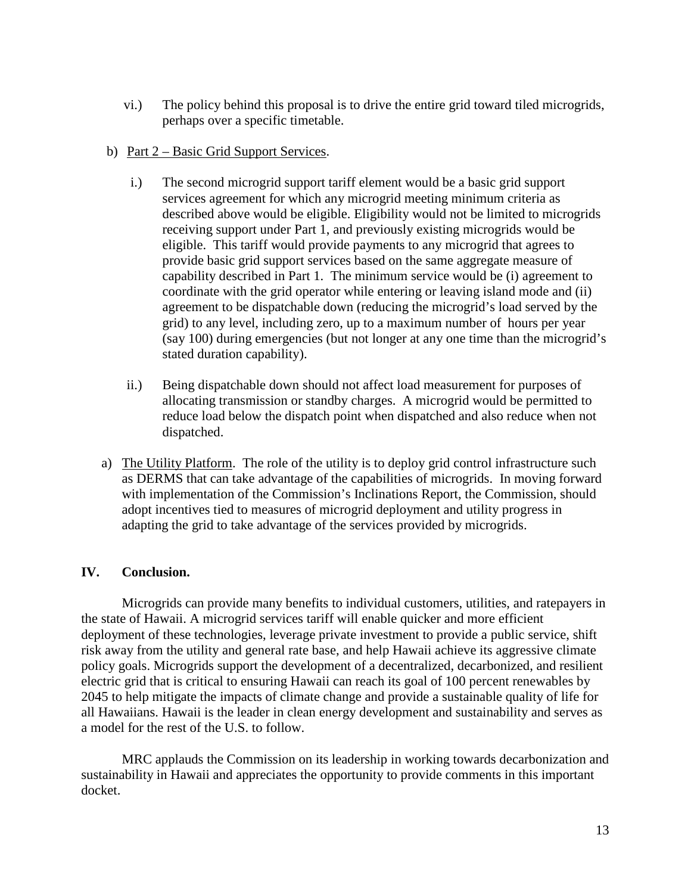vi.) The policy behind this proposal is to drive the entire grid toward tiled microgrids, perhaps over a specific timetable.

b) Part 2 – Basic Grid Support Services.

i.) The second microgrid support tariff element would be a basic grid support services agreement for which any microgrid meeting minimum criteria as described above would be eligible. Eligibility would not be limited to microgrids receiving support under Part 1, and previously existing microgrids would be eligible. This tariff would provide payments to any microgrid that agrees to provide basic grid support services based on the same aggregate measure of capability described in Part 1. The minimum service would be (i) agreement to coordinate with the grid operator while entering or leaving island mode and (ii) agreement to be dispatchable down (reducing the microgrid's load served by the grid) to any level, including zero, up to a maximum number of hours per year (say 100) during emergencies (but not longer at any one time than the microgrid's stated duration capability).

ii.) Being dispatchable down should not affect load measurement for purposes of allocating transmission or standby charges. A microgrid would be permitted to reduce load below the dispatch point when dispatched and also reduce when not dispatched.

a) The Utility Platform. The role of the utility is to deploy grid control infrastructure such as DERMS that can take advantage of the capabilities of microgrids. In moving forward with implementation of the Commission's Inclinations Report, the Commission, should adopt incentives tied to measures of microgrid deployment and utility progress in adapting the grid to take advantage of the services provided by microgrids.

## IV. Conclusion.

Microgrids can provide many benefits to individual customers, utilities, and ratepayers in the state of Hawaii. A microgrid services tariff will enable quicker and more efficient deployment of these technologies, leverage private investment to provide a public service, shift risk away from the utility and general rate base, and help Hawaii achieve its aggressive climate policy goals. Microgrids support the development of a decentralized, decarbonized, and resilient electric grid that is critical to ensuring Hawaii can reach its goal of 100 percent renewables by 2045 to help mitigate the impacts of climate change and provide a sustainable quality of life for all Hawaiians. Hawaii is the leader in clean energy development and sustainability and serves as a model for the rest of the U.S. to follow.

MRC applauds the Commission on its leadership in working towards decarbonization and sustainability in Hawaii and appreciates the opportunity to provide comments in this important docket.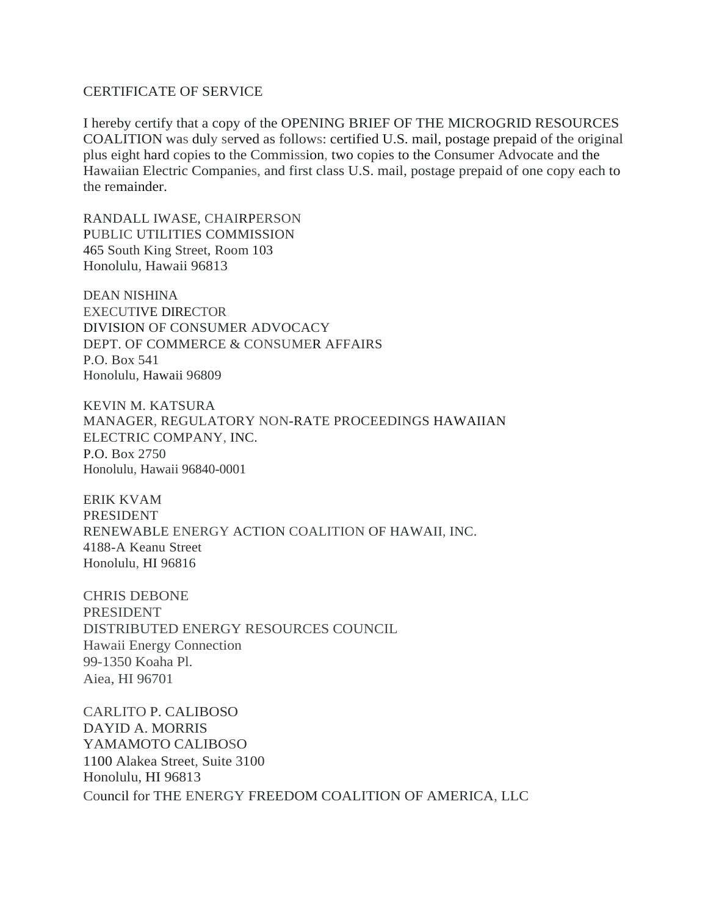CERTIFICATE OF SERVICE

I hereby certify that a copy of the OPENING BRIEF OF THE MICROGRID RESOURCES COALITION was duly served as follows: certified U.S. mail, postage prepaid of the original plus eight hard copies to the Commission, two copies to the Consumer Advocate and the Hawaiian Electric Companies, and first class U.S. mail, postage prepaid of one copy each to the remainder.

RANDALL IWASE, CHAIRPERSON
PUBLIC UTILITIES COMMISSION
465 South King Street, Room 103
Honolulu, Hawaii 96813

DEAN NISHINA
EXECUTIVE DIRECTOR
DIVISION OF CONSUMER ADVOCACY
DEPT. OF COMMERCE & CONSUMER AFFAIRS
P.O. Box 541
Honolulu, Hawaii 96809

KEVIN M. KATSURA
MANAGER, REGULATORY NON-RATE PROCEEDINGS HAWAIIAN ELECTRIC COMPANY, INC.
P.O. Box 2750
Honolulu, Hawaii 96840-0001

ERIK KVAM
PRESIDENT
RENEWABLE ENERGY ACTION COALITION OF HAWAII, INC.
4188-A Keanu Street
Honolulu, HI 96816

CHRIS DEBONE
PRESIDENT
DISTRIBUTED ENERGY RESOURCES COUNCIL
Hawaii Energy Connection
99-1350 Koaha Pl.
Aiea, HI 96701

CARLITO P. CALIBOSO
DAYID A. MORRIS
YAMAMOTO CALIBOSO
1100 Alakea Street, Suite 3100
Honolulu, HI 96813
Council for THE ENERGY FREEDOM COALITION OF AMERICA, LLC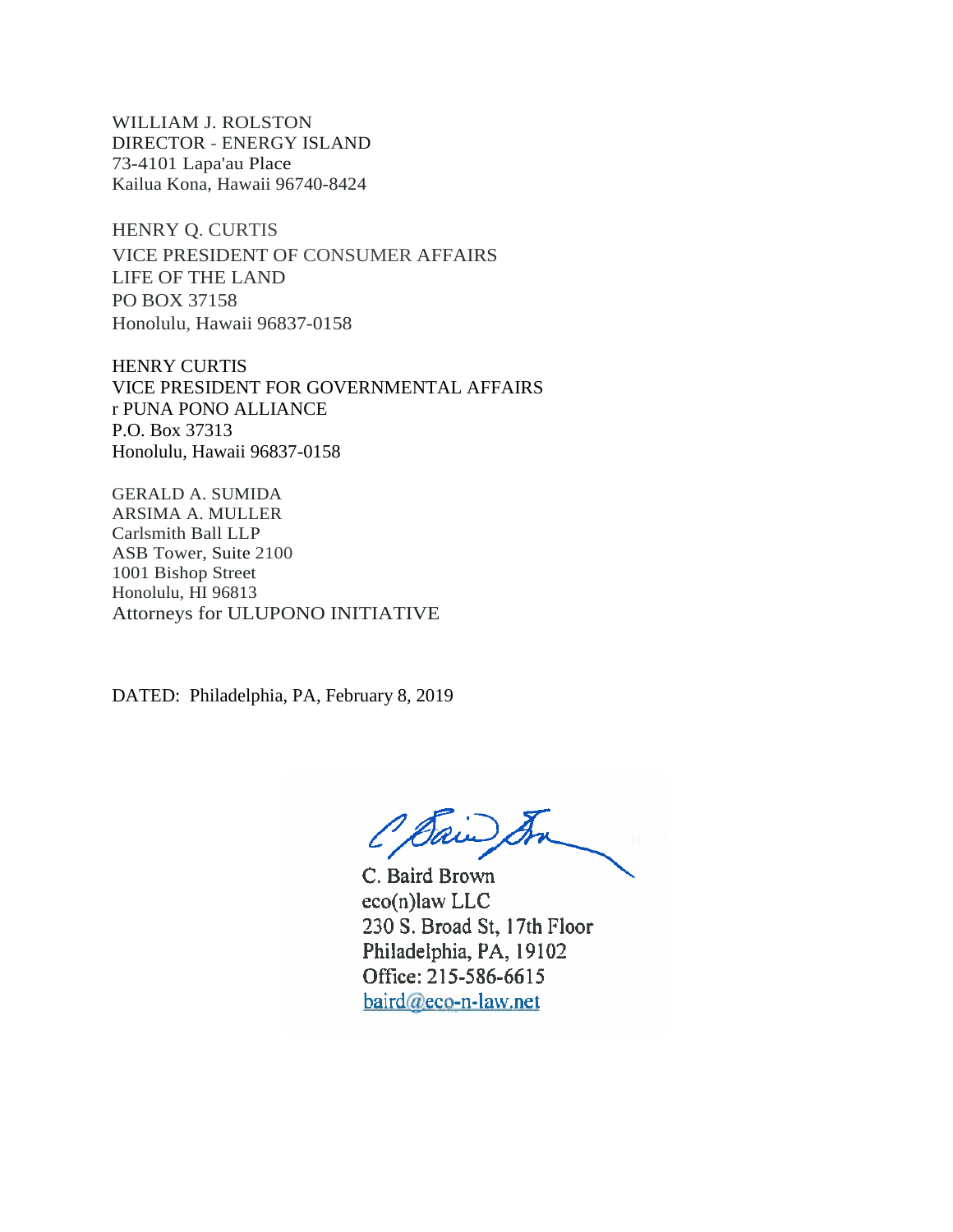WILLIAM J. ROLSTON
DIRECTOR - ENERGY ISLAND
73-4101 Lapa'au Place
Kailua Kona, Hawaii 96740-8424

HENRY Q. CURTIS
VICE PRESIDENT OF CONSUMER AFFAIRS
LIFE OF THE LAND
PO BOX 37158
Honolulu, Hawaii 96837-0158

HENRY CURTIS
VICE PRESIDENT FOR GOVERNMENTAL AFFAIRS
r PUNA PONO ALLIANCE
P.O. Box 37313
Honolulu, Hawaii 96837-0158

GERALD A. SUMIDA
ARSIMA A. MULLER
Carlsmith Ball LLP
ASB Tower, Suite 2100
1001 Bishop Street
Honolulu, HI 96813
Attorneys for ULUPONO INITIATIVE

DATED: Philadelphia, PA, February 8, 2019

C. Baird Brown
eco(n)law LLC
230 S. Broad St, 17th Floor
Philadelphia, PA, 19102
Office: 215-586-6615
baird@eco-n-law.net